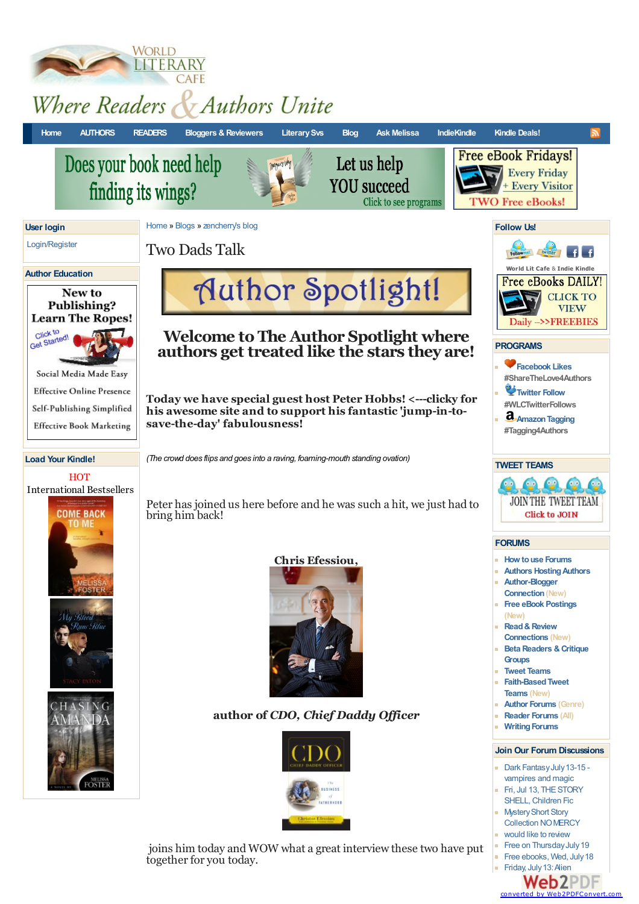# World Literary Cafe

## Where Readers & Authors Unite

Home | AUTHORS | READERS | Bloggers & Reviewers | Literary Svs | Blog | Ask Melissa | IndieKindle | Kindle Deals!

Does your book need help finding its wings? Let us help YOU succeed. Click to see programs

Free eBook Fridays! Every Friday + Every Visitor. TWO Free eBooks!

Home » Blogs » zencherry's blog

# Two Dads Talk

## Author Spotlight!

### Welcome to The Author Spotlight where authors get treated like the stars they are!

**Today we have special guest host Peter Hobbs! <---clicky for his awesome site and to support his fantastic 'jump-in-to-save-the-day' fabulousness!**

*(The crowd does flips and goes into a raving, foaming-mouth standing ovation)*

Peter has joined us here before and he was such a hit, we just had to bring him back!

**Chris Efessiou,**

**author of *CDO, Chief Daddy Officer***

joins him today and WOW what a great interview these two have put together for you today.

---

**User login**

Login/Register

**Author Education**

New to Publishing? Learn The Ropes! Click to Get Started!

- Social Media Made Easy
- Effective Online Presence
- Self-Publishing Simplified
- Effective Book Marketing

**Load Your Kindle!**

HOT

International Bestsellers

**Follow Us!**

World Lit Cafe & Indie Kindle

Free eBooks DAILY! CLICK TO VIEW Daily -->>FREEBIES

**PROGRAMS**

- Facebook Likes #ShareTheLove4Authors
- Twitter Follow #WLCTwitterFollows
- Amazon Tagging #Tagging4Authors

**TWEET TEAMS**

JOIN THE TWEET TEAM. Click to JOIN

**FORUMS**

- How to use Forums
- Authors Hosting Authors
- Author-Blogger Connection (New)
- Free eBook Postings (New)
- Read & Review Connections (New)
- Beta Readers & Critique Groups
- Tweet Teams
- Faith-Based Tweet Teams (New)
- Author Forums (Genre)
- Reader Forums (All)
- Writing Forums

**Join Our Forum Discussions**

- Dark Fantasy July 13-15 - vampires and magic
- Fri, Jul 13, THE STORY SHELL, Children Fic
- Mystery Short Story Collection NO MERCY
- would like to review
- Free on Thursday July 19
- Free ebooks, Wed, July 18
- Friday, July 13: Alien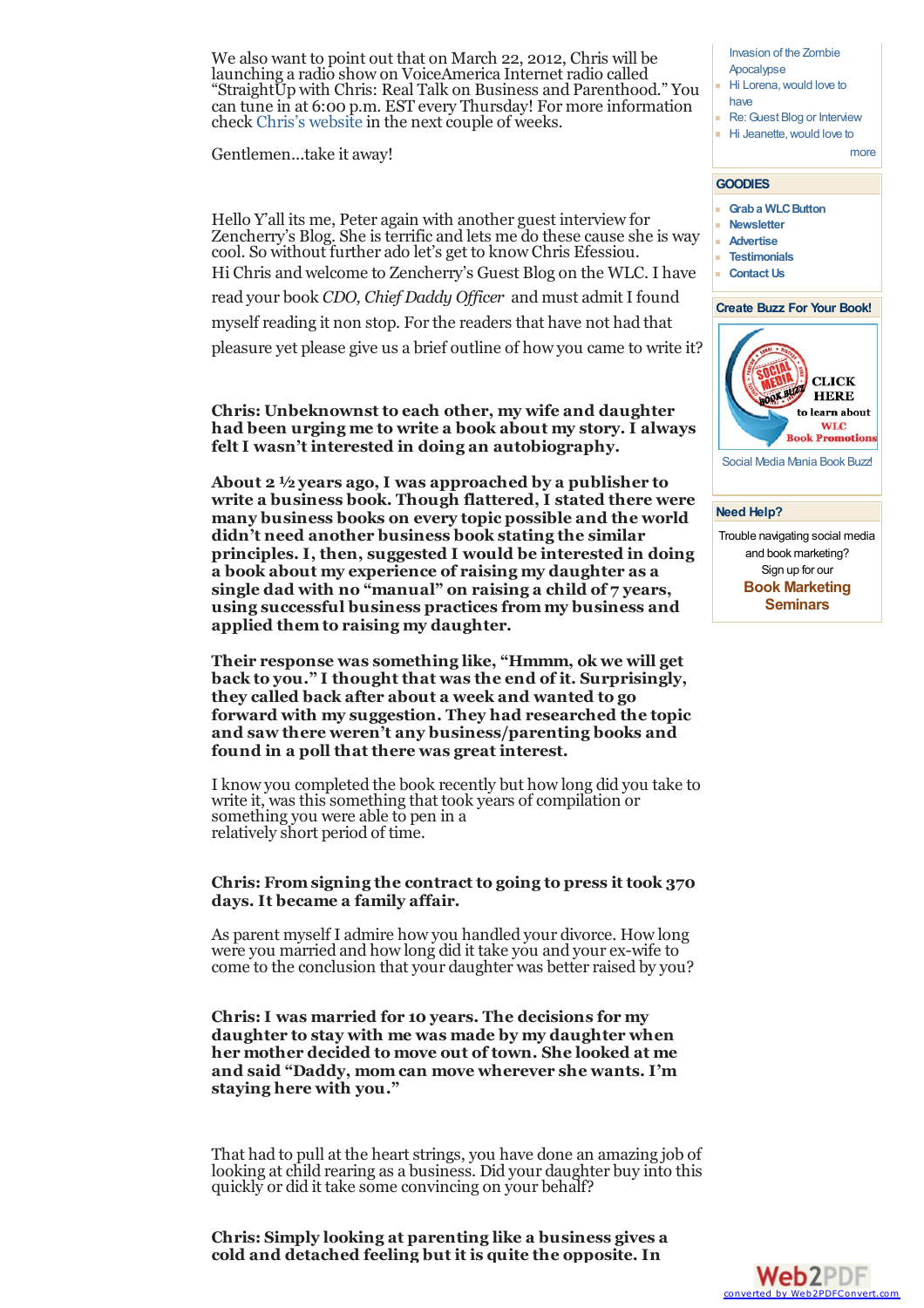We also want to point out that on March 22, 2012, Chris will be launching a radio show on VoiceAmerica Internet radio called "StraightUp with Chris: Real Talk on Business and Parenthood." You can tune in at 6:00 p.m. EST every Thursday! For more information check Chris's website in the next couple of weeks.

Gentlemen...take it away!

Hello Y'all its me, Peter again with another guest interview for Zencherry's Blog. She is terrific and lets me do these cause she is way cool. So without further ado let's get to know Chris Efessiou.

Hi Chris and welcome to Zencherry's Guest Blog on the WLC. I have read your book *CDO, Chief Daddy Officer* and must admit I found myself reading it non stop. For the readers that have not had that pleasure yet please give us a brief outline of how you came to write it?

**Chris: Unbeknownst to each other, my wife and daughter had been urging me to write a book about my story. I always felt I wasn't interested in doing an autobiography.**

**About 2 ½ years ago, I was approached by a publisher to write a business book. Though flattered, I stated there were many business books on every topic possible and the world didn't need another business book stating the similar principles. I, then, suggested I would be interested in doing a book about my experience of raising my daughter as a single dad with no "manual" on raising a child of 7 years, using successful business practices from my business and applied them to raising my daughter.**

**Their response was something like, "Hmmm, ok we will get back to you." I thought that was the end of it. Surprisingly, they called back after about a week and wanted to go forward with my suggestion. They had researched the topic and saw there weren't any business/parenting books and found in a poll that there was great interest.**

I know you completed the book recently but how long did you take to write it, was this something that took years of compilation or something you were able to pen in a relatively short period of time.

**Chris: From signing the contract to going to press it took 370 days. It became a family affair.**

As parent myself I admire how you handled your divorce. How long were you married and how long did it take you and your ex-wife to come to the conclusion that your daughter was better raised by you?

**Chris: I was married for 10 years. The decisions for my daughter to stay with me was made by my daughter when her mother decided to move out of town. She looked at me and said "Daddy, mom can move wherever she wants. I'm staying here with you."**

That had to pull at the heart strings, you have done an amazing job of looking at child rearing as a business. Did your daughter buy into this quickly or did it take some convincing on your behalf?

**Chris: Simply looking at parenting like a business gives a cold and detached feeling but it is quite the opposite. In**

- Invasion of the Zombie Apocalypse
- Hi Lorena, would love to have
- Re: Guest Blog or Interview
- Hi Jeanette, would love to

more

**GOODIES**

- Grab a WLC Button
- Newsletter
- Advertise
- Testimonials
- Contact Us

**Create Buzz For Your Book!**

CLICK HERE to learn about WLC Book Promotions

Social Media Mania Book Buzz!

**Need Help?**

Trouble navigating social media and book marketing?
Sign up for our
**Book Marketing Seminars**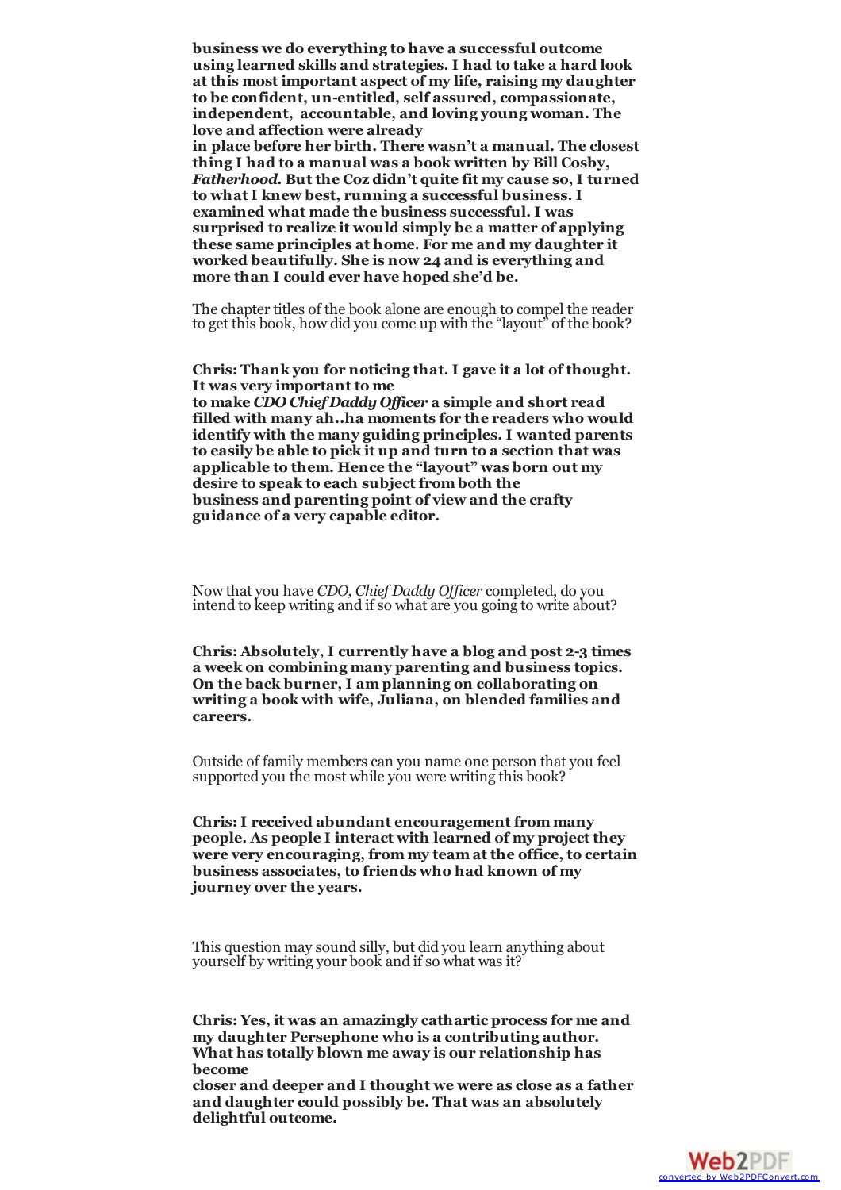**business we do everything to have a successful outcome using learned skills and strategies. I had to take a hard look at this most important aspect of my life, raising my daughter to be confident, un-entitled, self assured, compassionate, independent, accountable, and loving young woman. The love and affection were already in place before her birth. There wasn't a manual. The closest thing I had to a manual was a book written by Bill Cosby, *Fatherhood*. But the Coz didn't quite fit my cause so, I turned to what I knew best, running a successful business. I examined what made the business successful. I was surprised to realize it would simply be a matter of applying these same principles at home. For me and my daughter it worked beautifully. She is now 24 and is everything and more than I could ever have hoped she'd be.**

The chapter titles of the book alone are enough to compel the reader to get this book, how did you come up with the "layout" of the book?

**Chris: Thank you for noticing that. I gave it a lot of thought. It was very important to me to make *CDO Chief Daddy Officer* a simple and short read filled with many ah..ha moments for the readers who would identify with the many guiding principles. I wanted parents to easily be able to pick it up and turn to a section that was applicable to them. Hence the "layout" was born out my desire to speak to each subject from both the business and parenting point of view and the crafty guidance of a very capable editor.**

Now that you have *CDO, Chief Daddy Officer* completed, do you intend to keep writing and if so what are you going to write about?

**Chris: Absolutely, I currently have a blog and post 2-3 times a week on combining many parenting and business topics. On the back burner, I am planning on collaborating on writing a book with wife, Juliana, on blended families and careers.**

Outside of family members can you name one person that you feel supported you the most while you were writing this book?

**Chris: I received abundant encouragement from many people. As people I interact with learned of my project they were very encouraging, from my team at the office, to certain business associates, to friends who had known of my journey over the years.**

This question may sound silly, but did you learn anything about yourself by writing your book and if so what was it?

**Chris: Yes, it was an amazingly cathartic process for me and my daughter Persephone who is a contributing author. What has totally blown me away is our relationship has become closer and deeper and I thought we were as close as a father and daughter could possibly be. That was an absolutely delightful outcome.**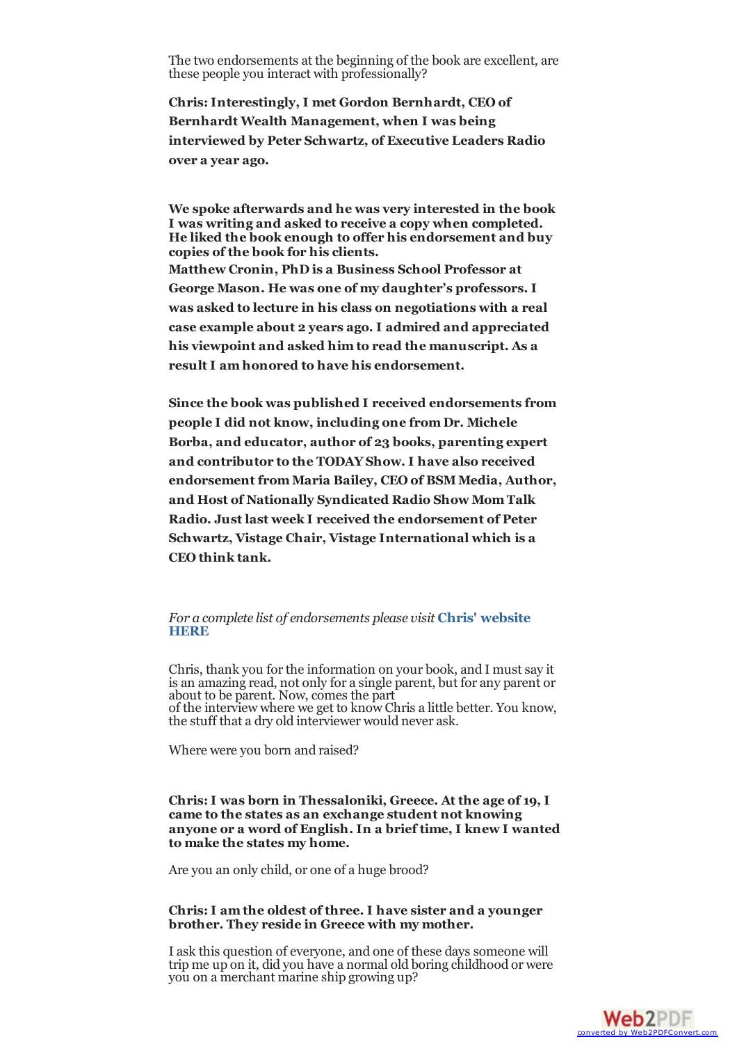The two endorsements at the beginning of the book are excellent, are these people you interact with professionally?

**Chris: Interestingly, I met Gordon Bernhardt, CEO of Bernhardt Wealth Management, when I was being interviewed by Peter Schwartz, of Executive Leaders Radio over a year ago.**

**We spoke afterwards and he was very interested in the book I was writing and asked to receive a copy when completed. He liked the book enough to offer his endorsement and buy copies of the book for his clients.**
**Matthew Cronin, PhD is a Business School Professor at George Mason. He was one of my daughter's professors. I was asked to lecture in his class on negotiations with a real case example about 2 years ago. I admired and appreciated his viewpoint and asked him to read the manuscript. As a result I am honored to have his endorsement.**

**Since the book was published I received endorsements from people I did not know, including one from Dr. Michele Borba, and educator, author of 23 books, parenting expert and contributor to the TODAY Show. I have also received endorsement from Maria Bailey, CEO of BSM Media, Author, and Host of Nationally Syndicated Radio Show Mom Talk Radio. Just last week I received the endorsement of Peter Schwartz, Vistage Chair, Vistage International which is a CEO think tank.**

*For a complete list of endorsements please visit* **Chris' website HERE**

Chris, thank you for the information on your book, and I must say it is an amazing read, not only for a single parent, but for any parent or about to be parent. Now, comes the part of the interview where we get to know Chris a little better. You know, the stuff that a dry old interviewer would never ask.

Where were you born and raised?

**Chris: I was born in Thessaloniki, Greece. At the age of 19, I came to the states as an exchange student not knowing anyone or a word of English. In a brief time, I knew I wanted to make the states my home.**

Are you an only child, or one of a huge brood?

**Chris: I am the oldest of three. I have sister and a younger brother. They reside in Greece with my mother.**

I ask this question of everyone, and one of these days someone will trip me up on it, did you have a normal old boring childhood or were you on a merchant marine ship growing up?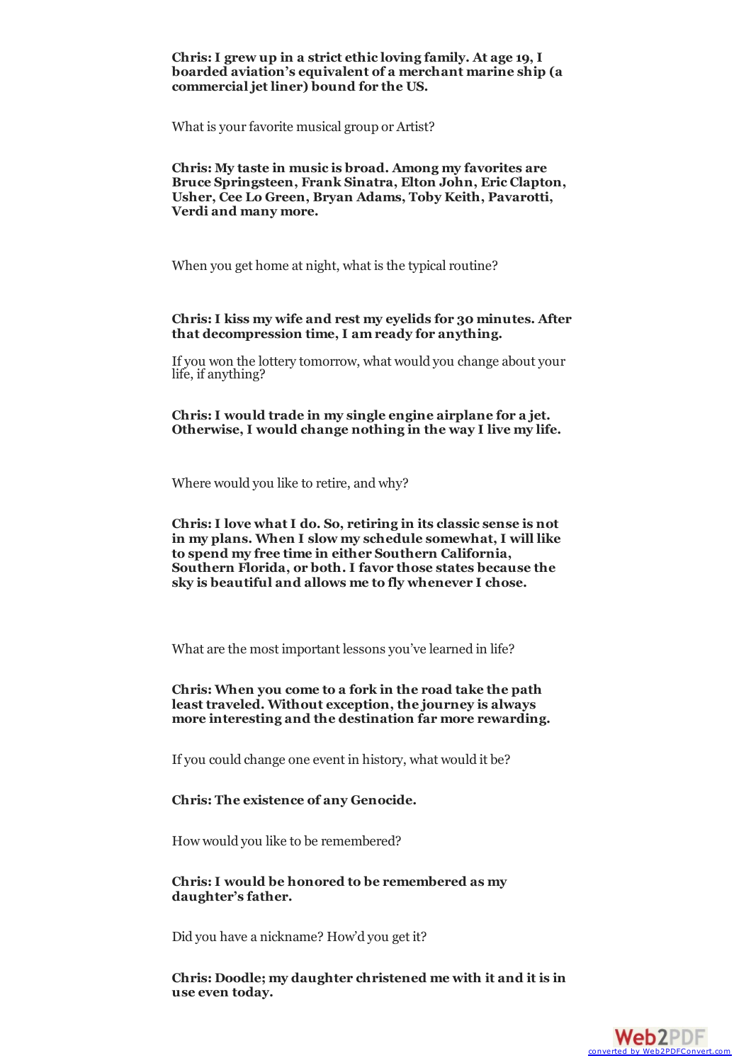**Chris: I grew up in a strict ethic loving family. At age 19, I boarded aviation's equivalent of a merchant marine ship (a commercial jet liner) bound for the US.**

What is your favorite musical group or Artist?

**Chris: My taste in music is broad. Among my favorites are Bruce Springsteen, Frank Sinatra, Elton John, Eric Clapton, Usher, Cee Lo Green, Bryan Adams, Toby Keith, Pavarotti, Verdi and many more.**

When you get home at night, what is the typical routine?

**Chris: I kiss my wife and rest my eyelids for 30 minutes. After that decompression time, I am ready for anything.**

If you won the lottery tomorrow, what would you change about your life, if anything?

**Chris: I would trade in my single engine airplane for a jet. Otherwise, I would change nothing in the way I live my life.**

Where would you like to retire, and why?

**Chris: I love what I do. So, retiring in its classic sense is not in my plans. When I slow my schedule somewhat, I will like to spend my free time in either Southern California, Southern Florida, or both. I favor those states because the sky is beautiful and allows me to fly whenever I chose.**

What are the most important lessons you've learned in life?

**Chris: When you come to a fork in the road take the path least traveled. Without exception, the journey is always more interesting and the destination far more rewarding.**

If you could change one event in history, what would it be?

**Chris: The existence of any Genocide.**

How would you like to be remembered?

**Chris: I would be honored to be remembered as my daughter's father.**

Did you have a nickname? How'd you get it?

**Chris: Doodle; my daughter christened me with it and it is in use even today.**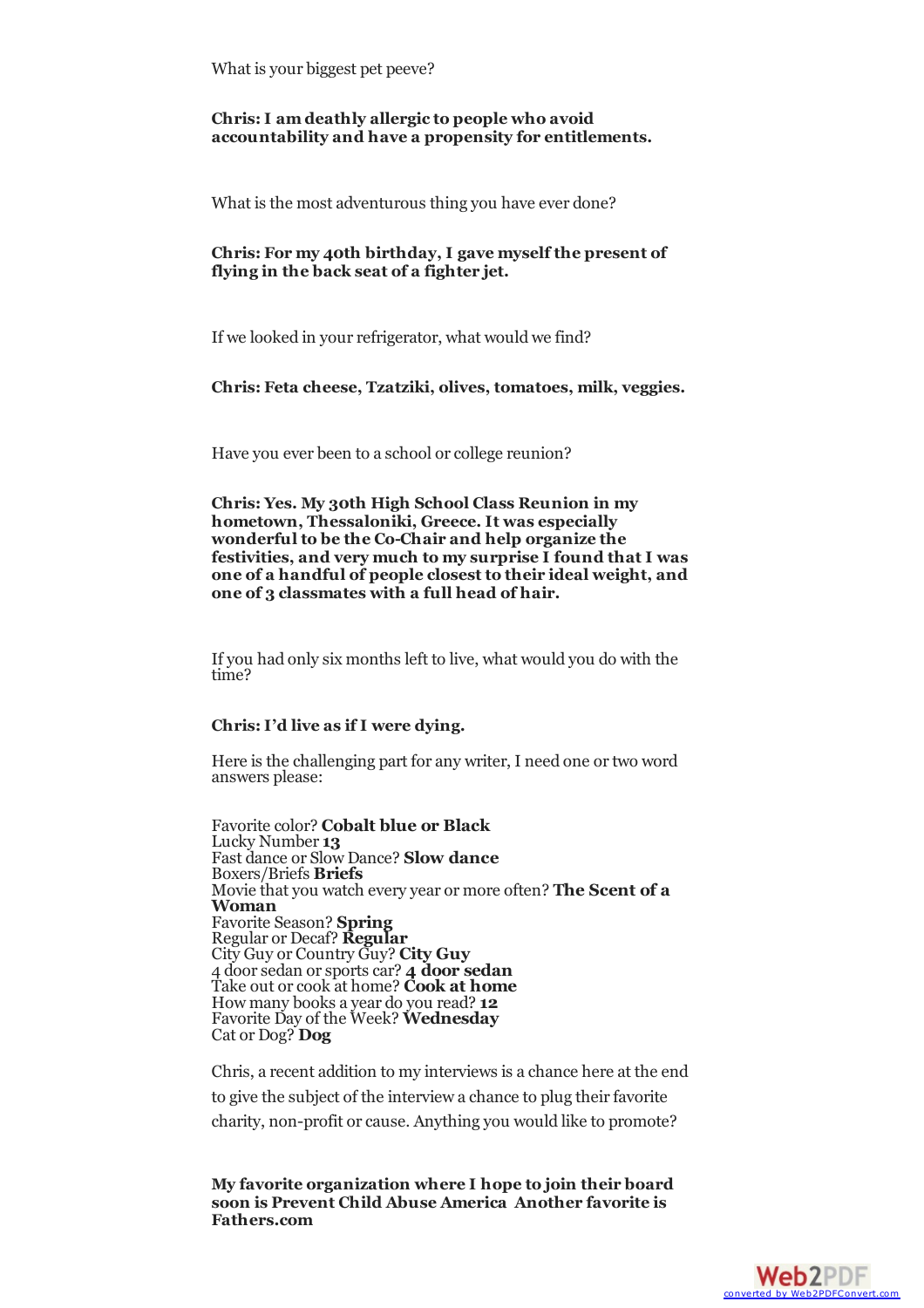What is your biggest pet peeve?

**Chris: I am deathly allergic to people who avoid accountability and have a propensity for entitlements.**

What is the most adventurous thing you have ever done?

**Chris: For my 40th birthday, I gave myself the present of flying in the back seat of a fighter jet.**

If we looked in your refrigerator, what would we find?

**Chris: Feta cheese, Tzatziki, olives, tomatoes, milk, veggies.**

Have you ever been to a school or college reunion?

**Chris: Yes. My 30th High School Class Reunion in my hometown, Thessaloniki, Greece. It was especially wonderful to be the Co-Chair and help organize the festivities, and very much to my surprise I found that I was one of a handful of people closest to their ideal weight, and one of 3 classmates with a full head of hair.**

If you had only six months left to live, what would you do with the time?

**Chris: I'd live as if I were dying.**

Here is the challenging part for any writer, I need one or two word answers please:

Favorite color? **Cobalt blue or Black**
Lucky Number **13**
Fast dance or Slow Dance? **Slow dance**
Boxers/Briefs **Briefs**
Movie that you watch every year or more often? **The Scent of a Woman**
Favorite Season? **Spring**
Regular or Decaf? **Regular**
City Guy or Country Guy? **City Guy**
4 door sedan or sports car? **4 door sedan**
Take out or cook at home? **Cook at home**
How many books a year do you read? **12**
Favorite Day of the Week? **Wednesday**
Cat or Dog? **Dog**

Chris, a recent addition to my interviews is a chance here at the end to give the subject of the interview a chance to plug their favorite charity, non-profit or cause. Anything you would like to promote?

**My favorite organization where I hope to join their board soon is Prevent Child Abuse America Another favorite is Fathers.com**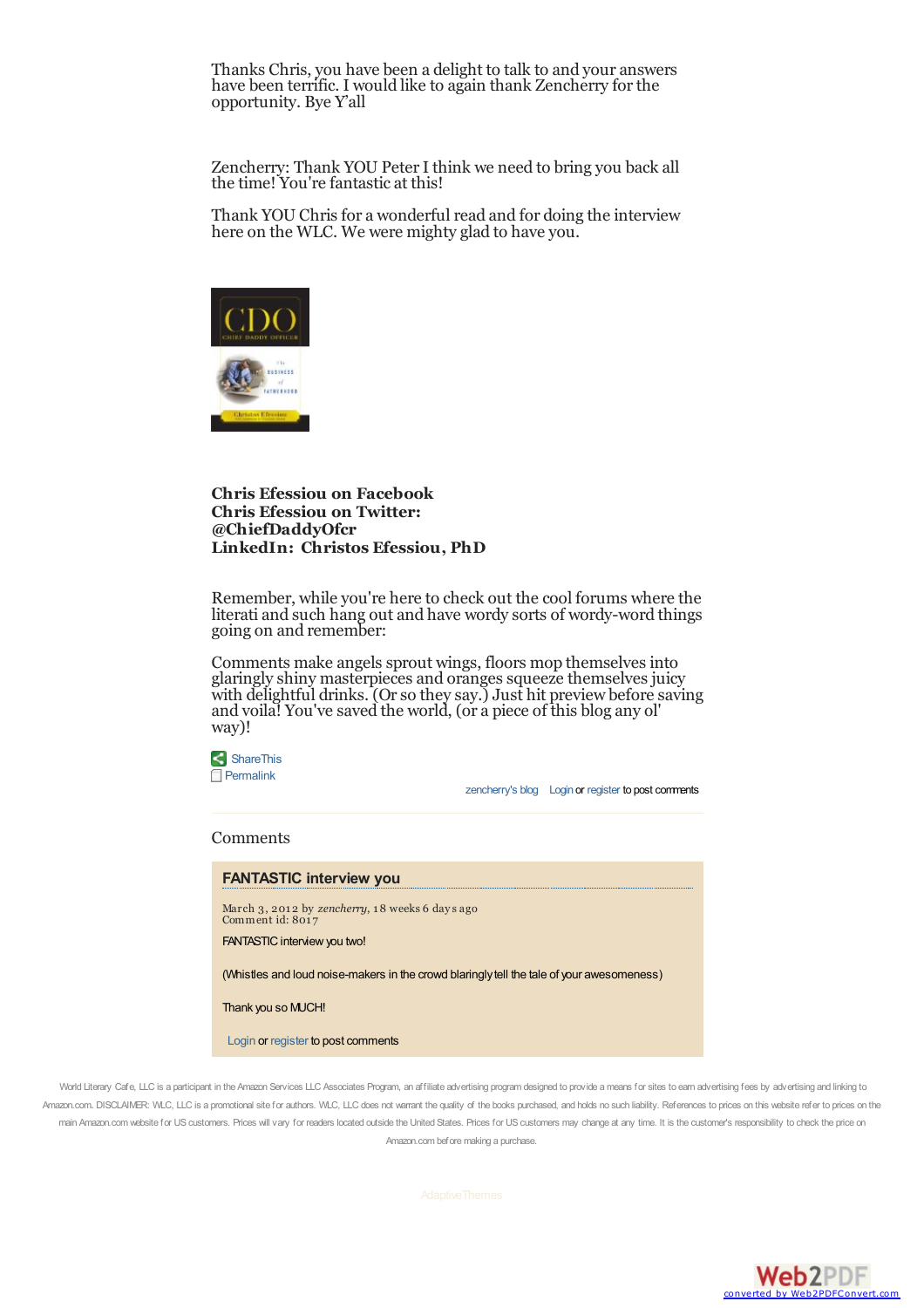Thanks Chris, you have been a delight to talk to and your answers have been terrific. I would like to again thank Zencherry for the opportunity. Bye Y'all

Zencherry: Thank YOU Peter I think we need to bring you back all the time! You're fantastic at this!

Thank YOU Chris for a wonderful read and for doing the interview here on the WLC. We were mighty glad to have you.

**Chris Efessiou on Facebook**
**Chris Efessiou on Twitter: @ChiefDaddyOfcr**
**LinkedIn: Christos Efessiou, PhD**

Remember, while you're here to check out the cool forums where the literati and such hang out and have wordy sorts of wordy-word things going on and remember:

Comments make angels sprout wings, floors mop themselves into glaringly shiny masterpieces and oranges squeeze themselves juicy with delightful drinks. (Or so they say.) Just hit preview before saving and voila! You've saved the world, (or a piece of this blog any ol' way)!

ShareThis
Permalink

zencherry's blog Login or register to post comments

## Comments

### FANTASTIC interview you

March 3, 2012 by *zencherry*, 18 weeks 6 days ago
Comment id: 8017

FANTASTIC interview you two!

(Whistles and loud noise-makers in the crowd blaringly tell the tale of your awesomeness)

Thank you so MUCH!

Login or register to post comments

World Literary Cafe, LLC is a participant in the Amazon Services LLC Associates Program, an affiliate advertising program designed to provide a means for sites to earn advertising fees by advertising and linking to Amazon.com. DISCLAIMER: WLC, LLC is a promotional site for authors. WLC, LLC does not warrant the quality of the books purchased, and holds no such liability. References to prices on this website refer to prices on the main Amazon.com website for US customers. Prices will vary for readers located outside the United States. Prices for US customers may change at any time. It is the customer's responsibility to check the price on Amazon.com before making a purchase.